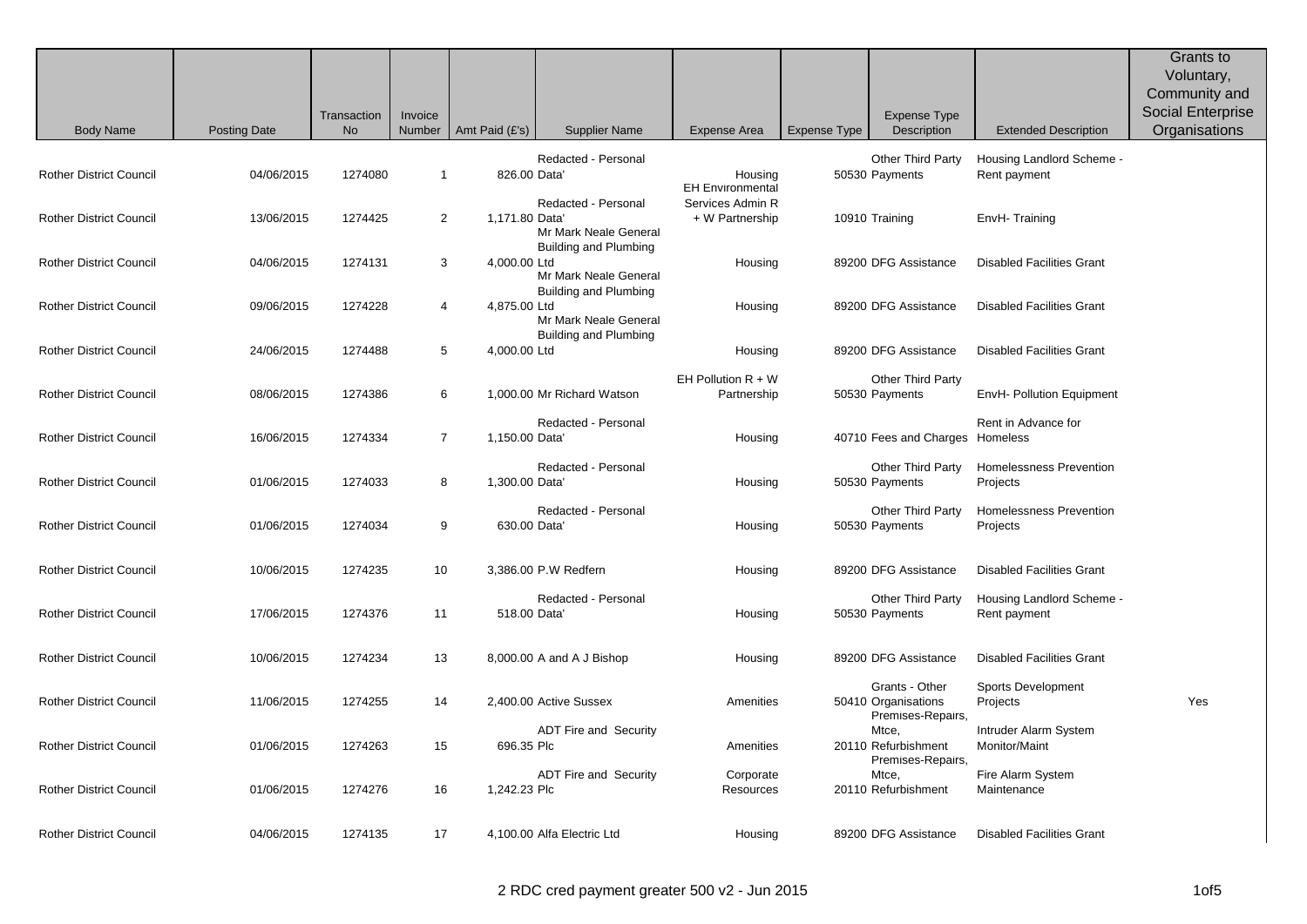| Body Name | Posting Date | Transaction No | Invoice Number | Amt Paid (£'s) | Supplier Name | Expense Area | Expense Type | Expense Type Description | Extended Description | Grants to Voluntary, Community and Social Enterprise Organisations |
|---|---|---|---|---|---|---|---|---|---|---|
| Rother District Council | 04/06/2015 | 1274080 | 1 | 826.00 | Redacted - Personal Data' | Housing | 50530 | Other Third Party Payments | Housing Landlord Scheme - Rent payment | |
| Rother District Council | 13/06/2015 | 1274425 | 2 | 1,171.80 | Redacted - Personal Data' | EH Environmental Services Admin R + W Partnership | 10910 | Training | EnvH- Training | |
| Rother District Council | 04/06/2015 | 1274131 | 3 | 4,000.00 | Mr Mark Neale General Building and Plumbing Ltd | Housing | 89200 | DFG Assistance | Disabled Facilities Grant | |
| Rother District Council | 09/06/2015 | 1274228 | 4 | 4,875.00 | Mr Mark Neale General Building and Plumbing Ltd | Housing | 89200 | DFG Assistance | Disabled Facilities Grant | |
| Rother District Council | 24/06/2015 | 1274488 | 5 | 4,000.00 | Mr Mark Neale General Building and Plumbing Ltd | Housing | 89200 | DFG Assistance | Disabled Facilities Grant | |
| Rother District Council | 08/06/2015 | 1274386 | 6 | 1,000.00 | Mr Richard Watson | EH Pollution R + W Partnership | 50530 | Other Third Party Payments | EnvH- Pollution Equipment | |
| Rother District Council | 16/06/2015 | 1274334 | 7 | 1,150.00 | Redacted - Personal Data' | Housing | 40710 | Fees and Charges | Rent in Advance for Homeless | |
| Rother District Council | 01/06/2015 | 1274033 | 8 | 1,300.00 | Redacted - Personal Data' | Housing | 50530 | Other Third Party Payments | Homelessness Prevention Projects | |
| Rother District Council | 01/06/2015 | 1274034 | 9 | 630.00 | Redacted - Personal Data' | Housing | 50530 | Other Third Party Payments | Homelessness Prevention Projects | |
| Rother District Council | 10/06/2015 | 1274235 | 10 | 3,386.00 | P.W Redfern | Housing | 89200 | DFG Assistance | Disabled Facilities Grant | |
| Rother District Council | 17/06/2015 | 1274376 | 11 | 518.00 | Redacted - Personal Data' | Housing | 50530 | Other Third Party Payments | Housing Landlord Scheme - Rent payment | |
| Rother District Council | 10/06/2015 | 1274234 | 13 | 8,000.00 | A and A J Bishop | Housing | 89200 | DFG Assistance | Disabled Facilities Grant | |
| Rother District Council | 11/06/2015 | 1274255 | 14 | 2,400.00 | Active Sussex | Amenities | 50410 | Grants - Other Organisations | Sports Development Projects | Yes |
| Rother District Council | 01/06/2015 | 1274263 | 15 | 696.35 | ADT Fire and Security Plc | Amenities | 20110 | Premises-Repairs, Mtce, Refurbishment | Intruder Alarm System Monitor/Maint | |
| Rother District Council | 01/06/2015 | 1274276 | 16 | 1,242.23 | ADT Fire and Security Plc | Corporate Resources | 20110 | Premises-Repairs, Mtce, Refurbishment | Fire Alarm System Maintenance | |
| Rother District Council | 04/06/2015 | 1274135 | 17 | 4,100.00 | Alfa Electric Ltd | Housing | 89200 | DFG Assistance | Disabled Facilities Grant | |

2 RDC cred payment greater 500 v2 - Jun 2015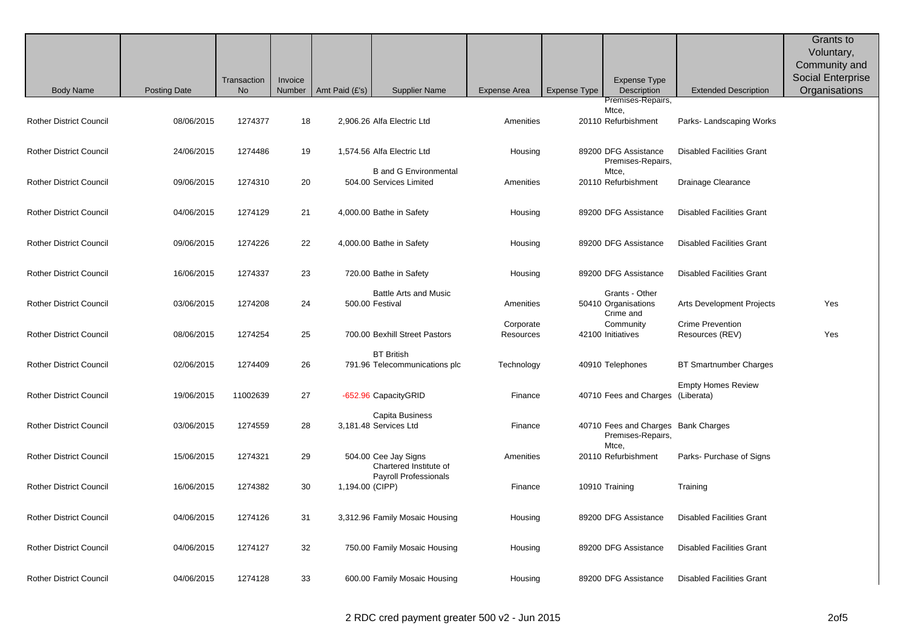| Body Name | Posting Date | Transaction No | Invoice Number | Amt Paid (£'s) | Supplier Name | Expense Area | Expense Type | Expense Type Description | Extended Description | Grants to Voluntary, Community and Social Enterprise Organisations |
|---|---|---|---|---|---|---|---|---|---|---|
| Rother District Council | 08/06/2015 | 1274377 | 18 | 2,906.26 | Alfa Electric Ltd | Amenities | 20110 | Premises-Repairs, Mtce, Refurbishment | Parks- Landscaping Works | |
| Rother District Council | 24/06/2015 | 1274486 | 19 | 1,574.56 | Alfa Electric Ltd | Housing | 89200 | DFG Assistance | Disabled Facilities Grant | |
| Rother District Council | 09/06/2015 | 1274310 | 20 | 504.00 | B and G Environmental Services Limited | Amenities | 20110 | Premises-Repairs, Mtce, Refurbishment | Drainage Clearance | |
| Rother District Council | 04/06/2015 | 1274129 | 21 | 4,000.00 | Bathe in Safety | Housing | 89200 | DFG Assistance | Disabled Facilities Grant | |
| Rother District Council | 09/06/2015 | 1274226 | 22 | 4,000.00 | Bathe in Safety | Housing | 89200 | DFG Assistance | Disabled Facilities Grant | |
| Rother District Council | 16/06/2015 | 1274337 | 23 | 720.00 | Bathe in Safety | Housing | 89200 | DFG Assistance | Disabled Facilities Grant | |
| Rother District Council | 03/06/2015 | 1274208 | 24 | 500.00 | Battle Arts and Music Festival | Amenities | 50410 | Grants - Other Organisations | Arts Development Projects | Yes |
| Rother District Council | 08/06/2015 | 1274254 | 25 | 700.00 | Bexhill Street Pastors | Corporate Resources | 42100 | Crime and Community Initiatives | Crime Prevention Resources (REV) | Yes |
| Rother District Council | 02/06/2015 | 1274409 | 26 | 791.96 | BT British Telecommunications plc | Technology | 40910 | Telephones | BT Smartnumber Charges | |
| Rother District Council | 19/06/2015 | 11002639 | 27 | -652.96 | CapacityGRID | Finance | 40710 | Fees and Charges | Empty Homes Review (Liberata) | |
| Rother District Council | 03/06/2015 | 1274559 | 28 | 3,181.48 | Capita Business Services Ltd | Finance | 40710 | Fees and Charges | Bank Charges | |
| Rother District Council | 15/06/2015 | 1274321 | 29 | 504.00 | Cee Jay Signs | Amenities | 20110 | Premises-Repairs, Mtce, Refurbishment | Parks- Purchase of Signs | |
| Rother District Council | 16/06/2015 | 1274382 | 30 | 1,194.00 | Chartered Institute of Payroll Professionals (CIPP) | Finance | 10910 | Training | Training | |
| Rother District Council | 04/06/2015 | 1274126 | 31 | 3,312.96 | Family Mosaic Housing | Housing | 89200 | DFG Assistance | Disabled Facilities Grant | |
| Rother District Council | 04/06/2015 | 1274127 | 32 | 750.00 | Family Mosaic Housing | Housing | 89200 | DFG Assistance | Disabled Facilities Grant | |
| Rother District Council | 04/06/2015 | 1274128 | 33 | 600.00 | Family Mosaic Housing | Housing | 89200 | DFG Assistance | Disabled Facilities Grant | |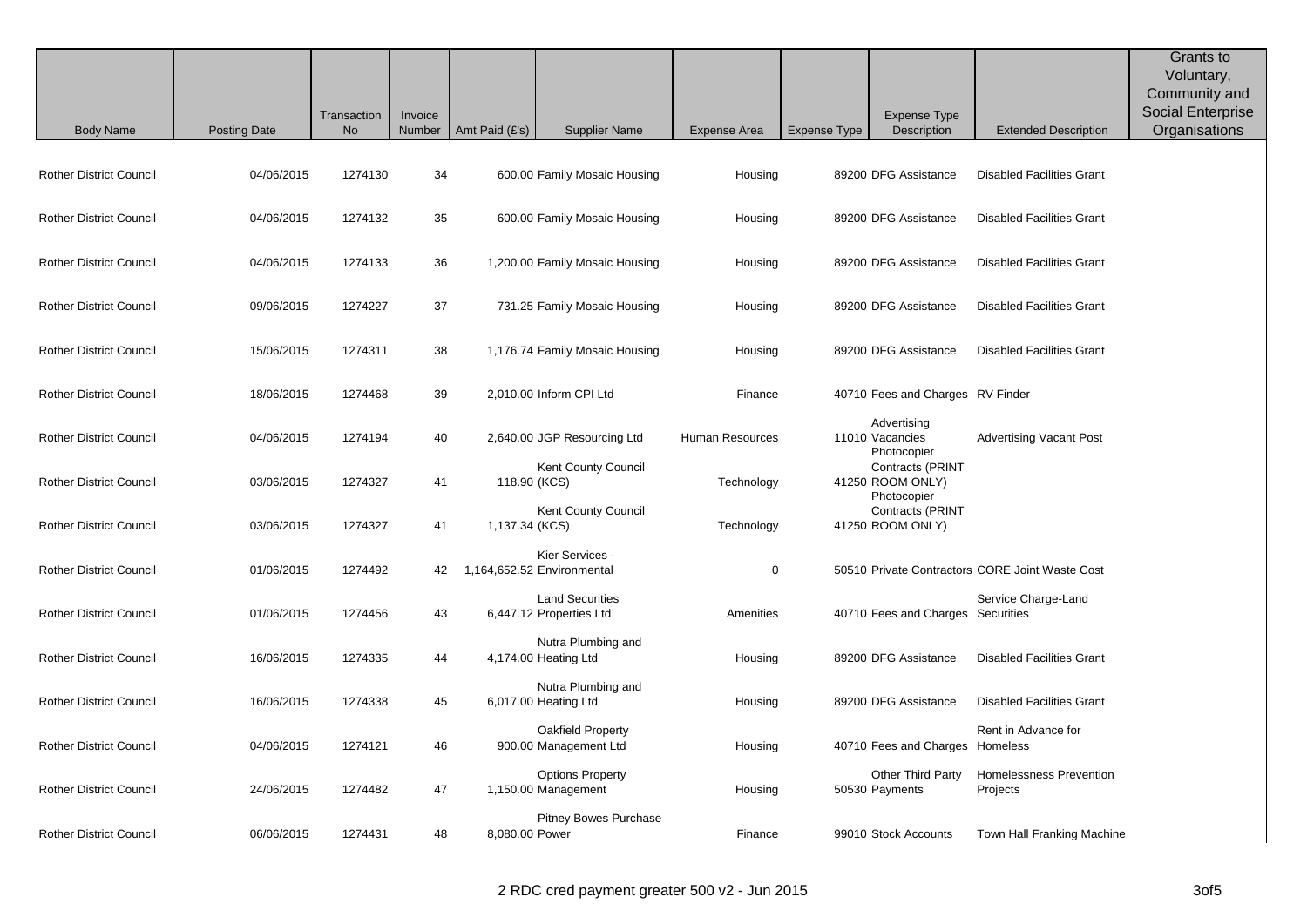| Body Name | Posting Date | Transaction No | Invoice Number | Amt Paid (£'s) | Supplier Name | Expense Area | Expense Type | Expense Type Description | Extended Description | Grants to Voluntary, Community and Social Enterprise Organisations |
|---|---|---|---|---|---|---|---|---|---|---|
| Rother District Council | 04/06/2015 | 1274130 | 34 | 600.00 | Family Mosaic Housing | Housing | 89200 | DFG Assistance | Disabled Facilities Grant | |
| Rother District Council | 04/06/2015 | 1274132 | 35 | 600.00 | Family Mosaic Housing | Housing | 89200 | DFG Assistance | Disabled Facilities Grant | |
| Rother District Council | 04/06/2015 | 1274133 | 36 | 1,200.00 | Family Mosaic Housing | Housing | 89200 | DFG Assistance | Disabled Facilities Grant | |
| Rother District Council | 09/06/2015 | 1274227 | 37 | 731.25 | Family Mosaic Housing | Housing | 89200 | DFG Assistance | Disabled Facilities Grant | |
| Rother District Council | 15/06/2015 | 1274311 | 38 | 1,176.74 | Family Mosaic Housing | Housing | 89200 | DFG Assistance | Disabled Facilities Grant | |
| Rother District Council | 18/06/2015 | 1274468 | 39 | 2,010.00 | Inform CPI Ltd | Finance | 40710 | Fees and Charges | RV Finder | |
| Rother District Council | 04/06/2015 | 1274194 | 40 | 2,640.00 | JGP Resourcing Ltd | Human Resources | 11010 | Advertising Vacancies | Advertising Vacant Post | |
| Rother District Council | 03/06/2015 | 1274327 | 41 | 118.90 | Kent County Council (KCS) | Technology | 41250 | Photocopier Contracts (PRINT ROOM ONLY) | | |
| Rother District Council | 03/06/2015 | 1274327 | 41 | 1,137.34 | Kent County Council (KCS) | Technology | 41250 | Photocopier Contracts (PRINT ROOM ONLY) | | |
| Rother District Council | 01/06/2015 | 1274492 | 42 | 1,164,652.52 | Kier Services - Environmental | 0 | 50510 | Private Contractors | CORE Joint Waste Cost | |
| Rother District Council | 01/06/2015 | 1274456 | 43 | 6,447.12 | Land Securities Properties Ltd | Amenities | 40710 | Fees and Charges | Service Charge-Land Securities | |
| Rother District Council | 16/06/2015 | 1274335 | 44 | 4,174.00 | Nutra Plumbing and Heating Ltd | Housing | 89200 | DFG Assistance | Disabled Facilities Grant | |
| Rother District Council | 16/06/2015 | 1274338 | 45 | 6,017.00 | Nutra Plumbing and Heating Ltd | Housing | 89200 | DFG Assistance | Disabled Facilities Grant | |
| Rother District Council | 04/06/2015 | 1274121 | 46 | 900.00 | Oakfield Property Management Ltd | Housing | 40710 | Fees and Charges | Rent in Advance for Homeless | |
| Rother District Council | 24/06/2015 | 1274482 | 47 | 1,150.00 | Options Property Management | Housing | 50530 | Other Third Party Payments | Homelessness Prevention Projects | |
| Rother District Council | 06/06/2015 | 1274431 | 48 | 8,080.00 | Pitney Bowes Purchase Power | Finance | 99010 | Stock Accounts | Town Hall Franking Machine | |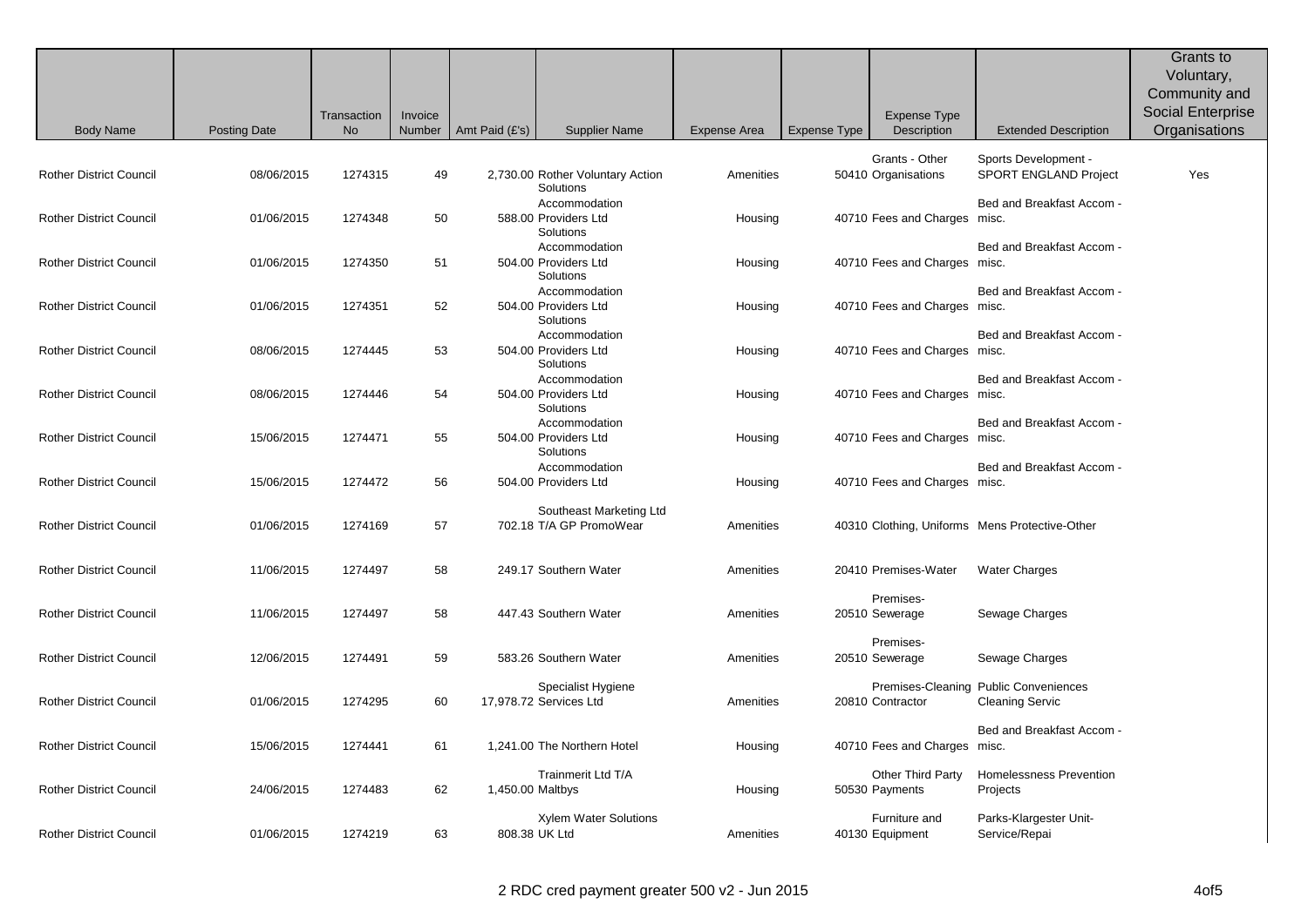| Body Name | Posting Date | Transaction No | Invoice Number | Amt Paid (£'s) | Supplier Name | Expense Area | Expense Type | Expense Type Description | Extended Description | Grants to Voluntary, Community and Social Enterprise Organisations |
|---|---|---|---|---|---|---|---|---|---|---|
| Rother District Council | 08/06/2015 | 1274315 | 49 | 2,730.00 | Rother Voluntary Action | Amenities | 50410 | Grants - Other Organisations | Sports Development - SPORT ENGLAND Project | Yes |
| Rother District Council | 01/06/2015 | 1274348 | 50 | 588.00 | Solutions Accommodation Providers Ltd | Housing | 40710 | Fees and Charges | Bed and Breakfast Accom - misc. | |
| Rother District Council | 01/06/2015 | 1274350 | 51 | 504.00 | Solutions Accommodation Providers Ltd | Housing | 40710 | Fees and Charges | Bed and Breakfast Accom - misc. | |
| Rother District Council | 01/06/2015 | 1274351 | 52 | 504.00 | Solutions Accommodation Providers Ltd | Housing | 40710 | Fees and Charges | Bed and Breakfast Accom - misc. | |
| Rother District Council | 08/06/2015 | 1274445 | 53 | 504.00 | Solutions Accommodation Providers Ltd | Housing | 40710 | Fees and Charges | Bed and Breakfast Accom - misc. | |
| Rother District Council | 08/06/2015 | 1274446 | 54 | 504.00 | Solutions Accommodation Providers Ltd | Housing | 40710 | Fees and Charges | Bed and Breakfast Accom - misc. | |
| Rother District Council | 15/06/2015 | 1274471 | 55 | 504.00 | Solutions Accommodation Providers Ltd | Housing | 40710 | Fees and Charges | Bed and Breakfast Accom - misc. | |
| Rother District Council | 15/06/2015 | 1274472 | 56 | 504.00 | Solutions Accommodation Providers Ltd | Housing | 40710 | Fees and Charges | Bed and Breakfast Accom - misc. | |
| Rother District Council | 01/06/2015 | 1274169 | 57 | 702.18 | Southeast Marketing Ltd T/A GP PromoWear | Amenities | 40310 | Clothing, Uniforms | Mens Protective-Other | |
| Rother District Council | 11/06/2015 | 1274497 | 58 | 249.17 | Southern Water | Amenities | 20410 | Premises-Water | Water Charges | |
| Rother District Council | 11/06/2015 | 1274497 | 58 | 447.43 | Southern Water | Amenities | 20510 | Premises-Sewerage | Sewage Charges | |
| Rother District Council | 12/06/2015 | 1274491 | 59 | 583.26 | Southern Water | Amenities | 20510 | Premises-Sewerage | Sewage Charges | |
| Rother District Council | 01/06/2015 | 1274295 | 60 | 17,978.72 | Specialist Hygiene Services Ltd | Amenities | 20810 | Premises-Cleaning Contractor | Public Conveniences Cleaning Servic | |
| Rother District Council | 15/06/2015 | 1274441 | 61 | 1,241.00 | The Northern Hotel | Housing | 40710 | Fees and Charges | Bed and Breakfast Accom - misc. | |
| Rother District Council | 24/06/2015 | 1274483 | 62 | 1,450.00 | Trainmerit Ltd T/A Maltbys | Housing | 50530 | Other Third Party Payments | Homelessness Prevention Projects | |
| Rother District Council | 01/06/2015 | 1274219 | 63 | 808.38 | Xylem Water Solutions UK Ltd | Amenities | 40130 | Furniture and Equipment | Parks-Klargester Unit-Service/Repai | |

2 RDC cred payment greater 500 v2 - Jun 2015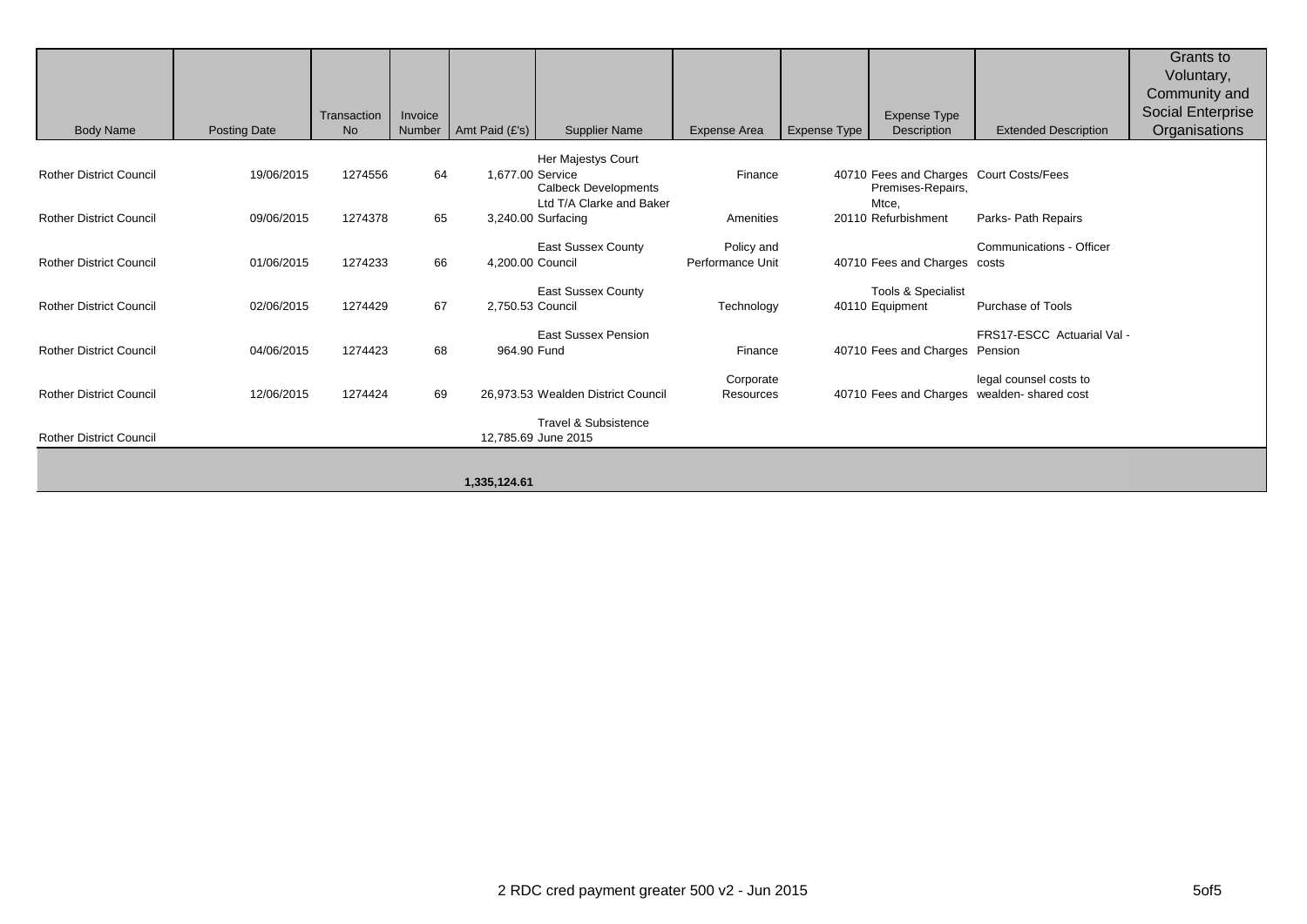| Body Name | Posting Date | Transaction No | Invoice Number | Amt Paid (£'s) | Supplier Name | Expense Area | Expense Type | Expense Type Description | Extended Description | Grants to Voluntary, Community and Social Enterprise Organisations |
|---|---|---|---|---|---|---|---|---|---|---|
| Rother District Council | 19/06/2015 | 1274556 | 64 | 1,677.00 | Her Majestys Court Service | Finance | 40710 | Fees and Charges | Court Costs/Fees | |
| Rother District Council | 09/06/2015 | 1274378 | 65 | 3,240.00 | Calbeck Developments Ltd T/A Clarke and Baker Surfacing | Amenities | 20110 | Premises-Repairs, Mtce, Refurbishment | Parks- Path Repairs | |
| Rother District Council | 01/06/2015 | 1274233 | 66 | 4,200.00 | East Sussex County Council | Policy and Performance Unit | 40710 | Fees and Charges | Communications - Officer costs | |
| Rother District Council | 02/06/2015 | 1274429 | 67 | 2,750.53 | East Sussex County Council | Technology | 40110 | Tools & Specialist Equipment | Purchase of Tools | |
| Rother District Council | 04/06/2015 | 1274423 | 68 | 964.90 | East Sussex Pension Fund | Finance | 40710 | Fees and Charges | FRS17-ESCC Actuarial Val - Pension | |
| Rother District Council | 12/06/2015 | 1274424 | 69 | 26,973.53 | Wealden District Council | Corporate Resources | 40710 | Fees and Charges | legal counsel costs to wealden- shared cost | |
| Rother District Council | | | | 12,785.69 | Travel & Subsistence June 2015 | | | | | |
| | | | | **1,335,124.61** | | | | | | |